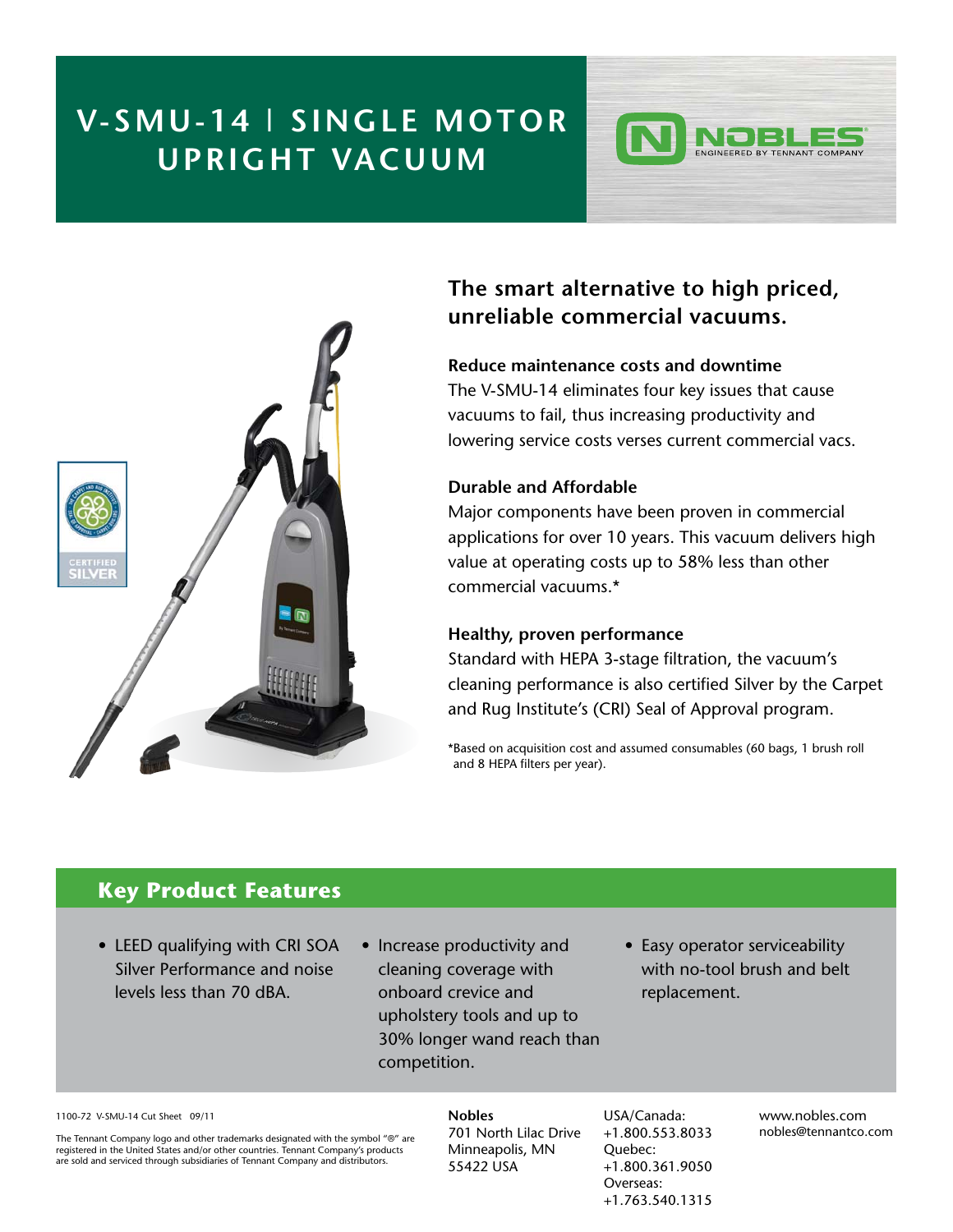# V-SMU-14 | SINGLE MOTOR UPRIGHT VACUUM

NOBLES
ENGINEERED BY TENNANT COMPANY

CERTIFIED SILVER

## The smart alternative to high priced, unreliable commercial vacuums.

### Reduce maintenance costs and downtime

The V-SMU-14 eliminates four key issues that cause vacuums to fail, thus increasing productivity and lowering service costs verses current commercial vacs.

### Durable and Affordable

Major components have been proven in commercial applications for over 10 years. This vacuum delivers high value at operating costs up to 58% less than other commercial vacuums.*

### Healthy, proven performance

Standard with HEPA 3-stage filtration, the vacuum's cleaning performance is also certified Silver by the Carpet and Rug Institute's (CRI) Seal of Approval program.

*Based on acquisition cost and assumed consumables (60 bags, 1 brush roll and 8 HEPA filters per year).

## Key Product Features

- LEED qualifying with CRI SOA Silver Performance and noise levels less than 70 dBA.
- Increase productivity and cleaning coverage with onboard crevice and upholstery tools and up to 30% longer wand reach than competition.
- Easy operator serviceability with no-tool brush and belt replacement.

1100-72 V-SMU-14 Cut Sheet 09/11

The Tennant Company logo and other trademarks designated with the symbol "®" are registered in the United States and/or other countries. Tennant Company's products are sold and serviced through subsidiaries of Tennant Company and distributors.

**Nobles**
701 North Lilac Drive
Minneapolis, MN
55422 USA

USA/Canada:
+1.800.553.8033
Quebec:
+1.800.361.9050
Overseas:
+1.763.540.1315

www.nobles.com
nobles@tennantco.com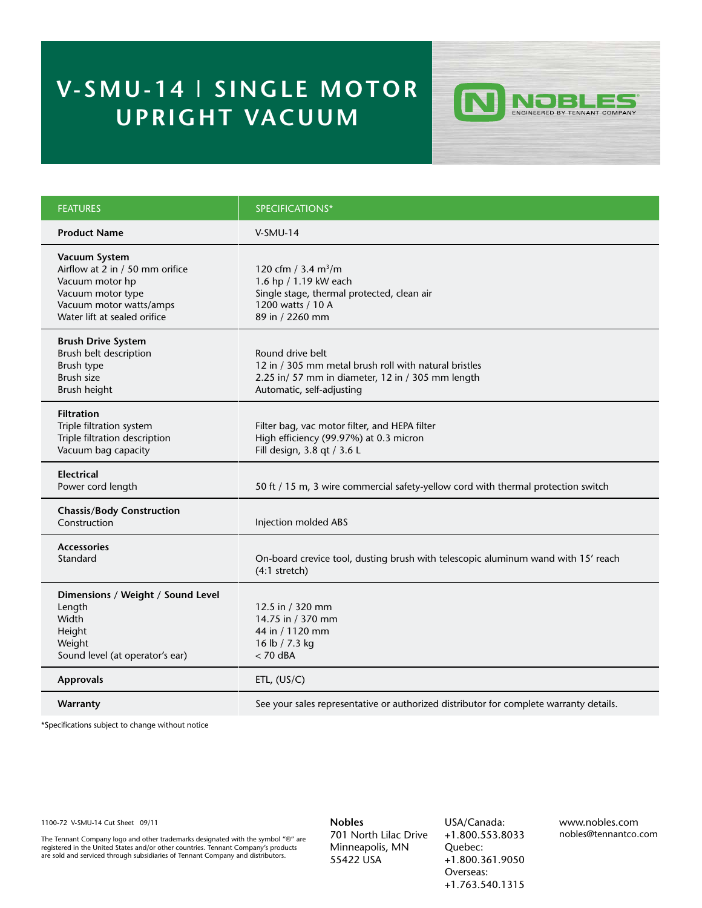# V-SMU-14 | SINGLE MOTOR UPRIGHT VACUUM

NOBLES
ENGINEERED BY TENNANT COMPANY

| FEATURES | SPECIFICATIONS* |
|---|---|
| **Product Name** | V-SMU-14 |
| **Vacuum System** | |
| Airflow at 2 in / 50 mm orifice | 120 cfm / 3.4 $m^3$/m |
| Vacuum motor hp | 1.6 hp / 1.19 kW each |
| Vacuum motor type | Single stage, thermal protected, clean air |
| Vacuum motor watts/amps | 1200 watts / 10 A |
| Water lift at sealed orifice | 89 in / 2260 mm |
| **Brush Drive System** | |
| Brush belt description | Round drive belt |
| Brush type | 12 in / 305 mm metal brush roll with natural bristles |
| Brush size | 2.25 in/ 57 mm in diameter, 12 in / 305 mm length |
| Brush height | Automatic, self-adjusting |
| **Filtration** | |
| Triple filtration system | Filter bag, vac motor filter, and HEPA filter |
| Triple filtration description | High efficiency (99.97%) at 0.3 micron |
| Vacuum bag capacity | Fill design, 3.8 qt / 3.6 L |
| **Electrical** | |
| Power cord length | 50 ft / 15 m, 3 wire commercial safety-yellow cord with thermal protection switch |
| **Chassis/Body Construction** | |
| Construction | Injection molded ABS |
| **Accessories** | |
| Standard | On-board crevice tool, dusting brush with telescopic aluminum wand with 15′ reach (4:1 stretch) |
| **Dimensions / Weight / Sound Level** | |
| Length | 12.5 in / 320 mm |
| Width | 14.75 in / 370 mm |
| Height | 44 in / 1120 mm |
| Weight | 16 lb / 7.3 kg |
| Sound level (at operator's ear) | < 70 dBA |
| **Approvals** | ETL, (US/C) |
| **Warranty** | See your sales representative or authorized distributor for complete warranty details. |

*Specifications subject to change without notice

1100-72 V-SMU-14 Cut Sheet 09/11

The Tennant Company logo and other trademarks designated with the symbol "®" are registered in the United States and/or other countries. Tennant Company's products are sold and serviced through subsidiaries of Tennant Company and distributors.

**Nobles**
701 North Lilac Drive
Minneapolis, MN
55422 USA

USA/Canada:
+1.800.553.8033
Quebec:
+1.800.361.9050
Overseas:
+1.763.540.1315

www.nobles.com
nobles@tennantco.com